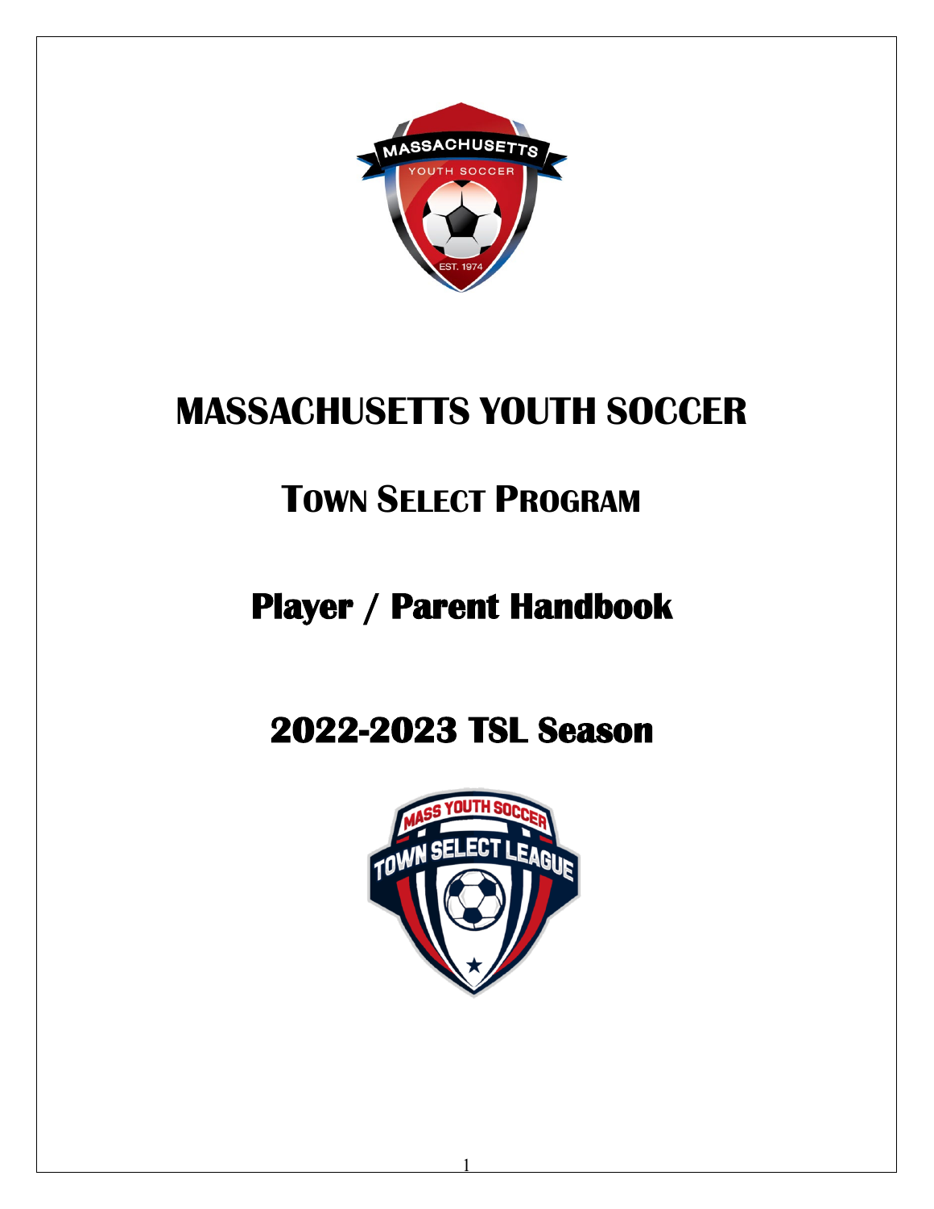# MASSACHUSETTS YOUTH SOCCER

## Town Select Program

## Player / Parent Handbook

## 2022-2023 TSL Season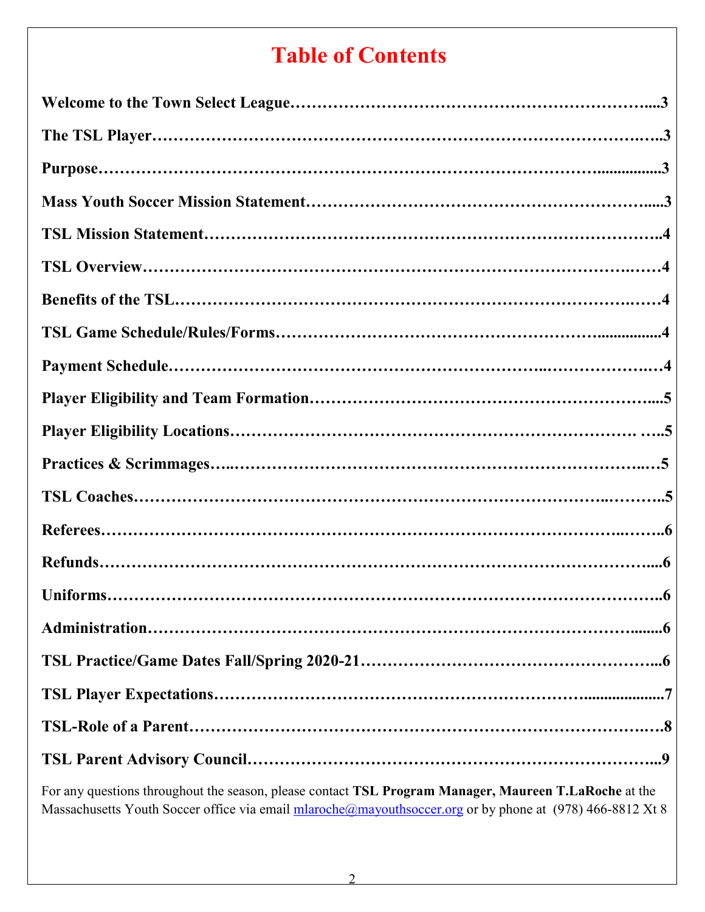# Table of Contents

**Welcome to the Town Select League………………………………………………………....3**

**The TSL Player………………………………………………………………………….…..3**

**Purpose……………………………………………………………………………...............3**

**Mass Youth Soccer Mission Statement……………………………………………………....3**

**TSL Mission Statement……………………………………………………………………..4**

**TSL Overview…………………………………………………………………………….…4**

**Benefits of the TSL………………………………………………………………………….4**

**TSL Game Schedule/Rules/Forms……………………………………………….................4**

**Payment Schedule…………………………………………………………..…………….…4**

**Player Eligibility and Team Formation……………………………………………………....5**

**Player Eligibility Locations………………………………………………………………. …..5**

**Practices & Scrimmages…..…………………………………………………………..….5**

**TSL Coaches…………………………………………………………………………..………..5**

**Referees……………………………………………………………………………..……..6**

**Refunds……………………………………………………………………………………....6**

**Uniforms………………………………………………………………………………………..6**

**Administration………………………………………………………………………….......6**

**TSL Practice/Game Dates Fall/Spring 2020-21………………………………………………...6**

**TSL Player Expectations………………………………………………………....................7**

**TSL-Role of a Parent……………………………………………………………………….….8**

**TSL Parent Advisory Council………………………………………………………………...9**

For any questions throughout the season, please contact **TSL Program Manager, Maureen T.LaRoche** at the Massachusetts Youth Soccer office via email mlaroche@mayouthsoccer.org or by phone at (978) 466-8812 Xt 8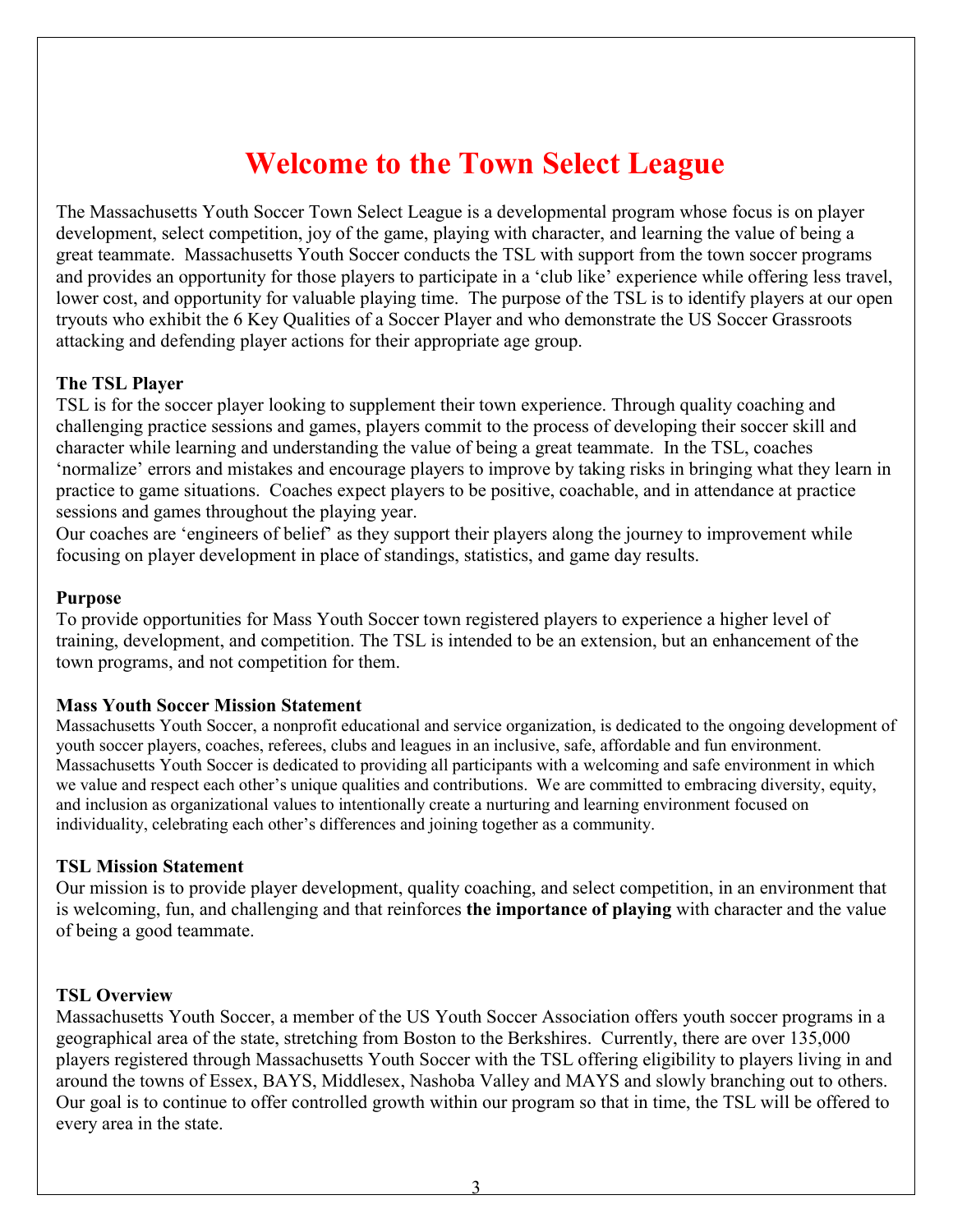# Welcome to the Town Select League

The Massachusetts Youth Soccer Town Select League is a developmental program whose focus is on player development, select competition, joy of the game, playing with character, and learning the value of being a great teammate. Massachusetts Youth Soccer conducts the TSL with support from the town soccer programs and provides an opportunity for those players to participate in a 'club like' experience while offering less travel, lower cost, and opportunity for valuable playing time. The purpose of the TSL is to identify players at our open tryouts who exhibit the 6 Key Qualities of a Soccer Player and who demonstrate the US Soccer Grassroots attacking and defending player actions for their appropriate age group.

**The TSL Player**

TSL is for the soccer player looking to supplement their town experience. Through quality coaching and challenging practice sessions and games, players commit to the process of developing their soccer skill and character while learning and understanding the value of being a great teammate. In the TSL, coaches 'normalize' errors and mistakes and encourage players to improve by taking risks in bringing what they learn in practice to game situations. Coaches expect players to be positive, coachable, and in attendance at practice sessions and games throughout the playing year.

Our coaches are 'engineers of belief' as they support their players along the journey to improvement while focusing on player development in place of standings, statistics, and game day results.

**Purpose**

To provide opportunities for Mass Youth Soccer town registered players to experience a higher level of training, development, and competition. The TSL is intended to be an extension, but an enhancement of the town programs, and not competition for them.

**Mass Youth Soccer Mission Statement**

Massachusetts Youth Soccer, a nonprofit educational and service organization, is dedicated to the ongoing development of youth soccer players, coaches, referees, clubs and leagues in an inclusive, safe, affordable and fun environment. Massachusetts Youth Soccer is dedicated to providing all participants with a welcoming and safe environment in which we value and respect each other's unique qualities and contributions. We are committed to embracing diversity, equity, and inclusion as organizational values to intentionally create a nurturing and learning environment focused on individuality, celebrating each other's differences and joining together as a community.

**TSL Mission Statement**

Our mission is to provide player development, quality coaching, and select competition, in an environment that is welcoming, fun, and challenging and that reinforces **the importance of playing** with character and the value of being a good teammate.

**TSL Overview**

Massachusetts Youth Soccer, a member of the US Youth Soccer Association offers youth soccer programs in a geographical area of the state, stretching from Boston to the Berkshires. Currently, there are over 135,000 players registered through Massachusetts Youth Soccer with the TSL offering eligibility to players living in and around the towns of Essex, BAYS, Middlesex, Nashoba Valley and MAYS and slowly branching out to others. Our goal is to continue to offer controlled growth within our program so that in time, the TSL will be offered to every area in the state.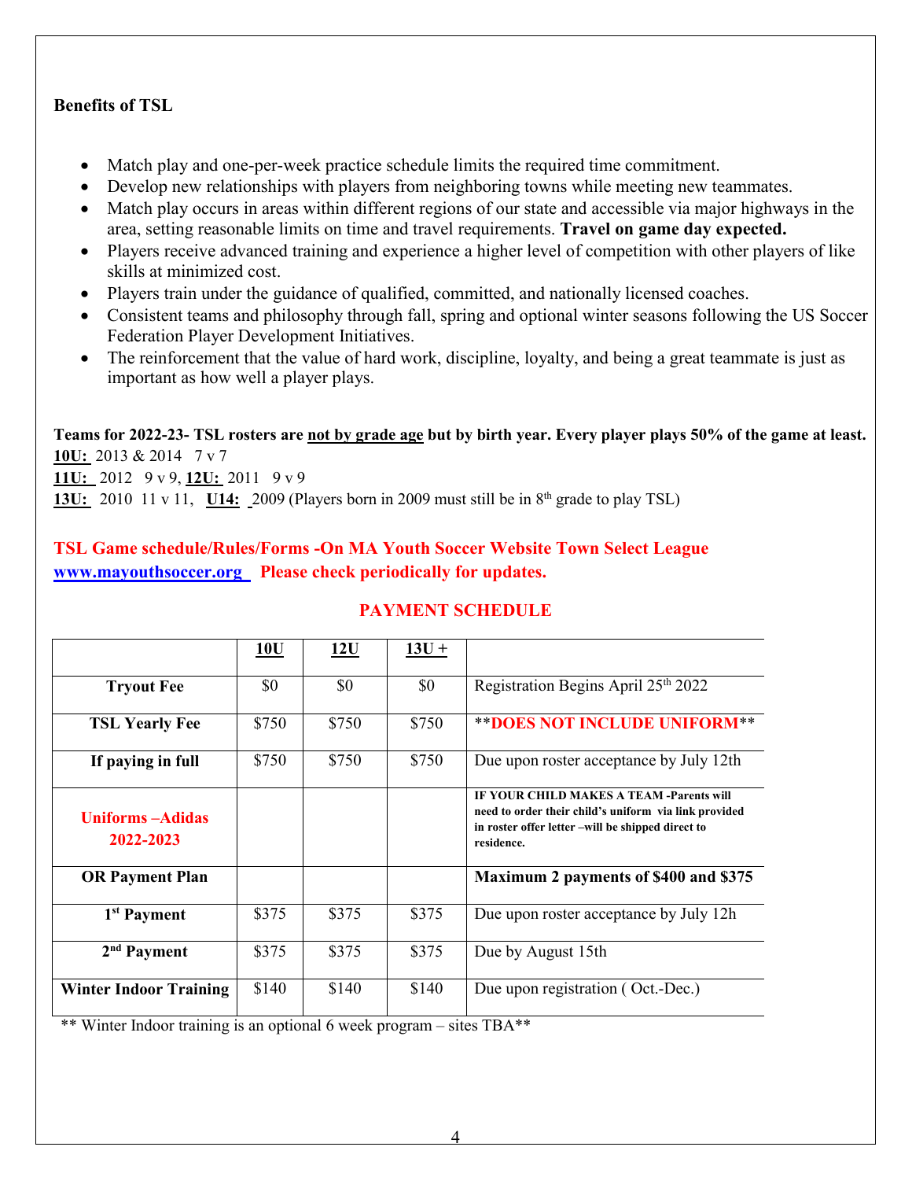**Benefits of TSL**

- Match play and one-per-week practice schedule limits the required time commitment.
- Develop new relationships with players from neighboring towns while meeting new teammates.
- Match play occurs in areas within different regions of our state and accessible via major highways in the area, setting reasonable limits on time and travel requirements. **Travel on game day expected.**
- Players receive advanced training and experience a higher level of competition with other players of like skills at minimized cost.
- Players train under the guidance of qualified, committed, and nationally licensed coaches.
- Consistent teams and philosophy through fall, spring and optional winter seasons following the US Soccer Federation Player Development Initiatives.
- The reinforcement that the value of hard work, discipline, loyalty, and being a great teammate is just as important as how well a player plays.

**Teams for 2022-23- TSL rosters are not by grade age but by birth year. Every player plays 50% of the game at least.**
**10U:** 2013 & 2014 7 v 7
**11U:** 2012 9 v 9, **12U:** 2011 9 v 9
**13U:** 2010 11 v 11, **U14:** 2009 (Players born in 2009 must still be in 8th grade to play TSL)

**TSL Game schedule/Rules/Forms -On MA Youth Soccer Website Town Select League [www.mayouthsoccer.org](http://www.mayouthsoccer.org) Please check periodically for updates.**

## PAYMENT SCHEDULE

| | 10U | 12U | 13U + | |
|---|---|---|---|---|
| **Tryout Fee** | $0 | $0 | $0 | Registration Begins April 25th 2022 |
| **TSL Yearly Fee** | $750 | $750 | $750 | ****DOES NOT INCLUDE UNIFORM**** |
| **If paying in full** | $750 | $750 | $750 | Due upon roster acceptance by July 12th |
| **Uniforms –Adidas 2022-2023** | | | | **IF YOUR CHILD MAKES A TEAM -Parents will need to order their child's uniform via link provided in roster offer letter –will be shipped direct to residence.** |
| **OR Payment Plan** | | | | **Maximum 2 payments of $400 and $375** |
| **1st Payment** | $375 | $375 | $375 | Due upon roster acceptance by July 12h |
| **2nd Payment** | $375 | $375 | $375 | Due by August 15th |
| **Winter Indoor Training** | $140 | $140 | $140 | Due upon registration ( Oct.-Dec.) |

** Winter Indoor training is an optional 6 week program – sites TBA**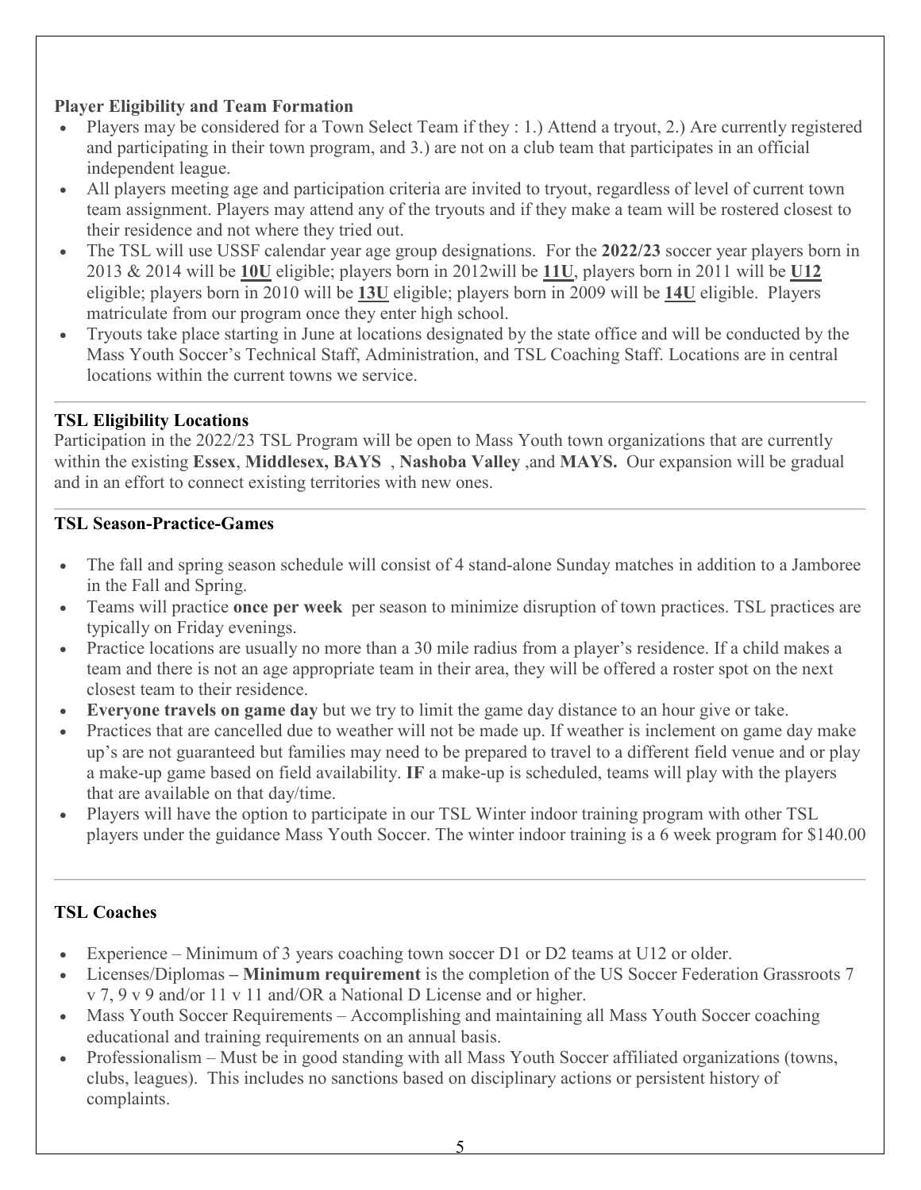**Player Eligibility and Team Formation**

- Players may be considered for a Town Select Team if they : 1.) Attend a tryout, 2.) Are currently registered and participating in their town program, and 3.) are not on a club team that participates in an official independent league.
- All players meeting age and participation criteria are invited to tryout, regardless of level of current town team assignment. Players may attend any of the tryouts and if they make a team will be rostered closest to their residence and not where they tried out.
- The TSL will use USSF calendar year age group designations. For the **2022/23** soccer year players born in 2013 & 2014 will be **10U** eligible; players born in 2012will be **11U**, players born in 2011 will be **U12** eligible; players born in 2010 will be **13U** eligible; players born in 2009 will be **14U** eligible. Players matriculate from our program once they enter high school.
- Tryouts take place starting in June at locations designated by the state office and will be conducted by the Mass Youth Soccer's Technical Staff, Administration, and TSL Coaching Staff. Locations are in central locations within the current towns we service.

---

**TSL Eligibility Locations**

Participation in the 2022/23 TSL Program will be open to Mass Youth town organizations that are currently within the existing **Essex**, **Middlesex, BAYS** , **Nashoba Valley** ,and **MAYS.** Our expansion will be gradual and in an effort to connect existing territories with new ones.

---

**TSL Season-Practice-Games**

- The fall and spring season schedule will consist of 4 stand-alone Sunday matches in addition to a Jamboree in the Fall and Spring.
- Teams will practice **once per week** per season to minimize disruption of town practices. TSL practices are typically on Friday evenings.
- Practice locations are usually no more than a 30 mile radius from a player's residence. If a child makes a team and there is not an age appropriate team in their area, they will be offered a roster spot on the next closest team to their residence.
- **Everyone travels on game day** but we try to limit the game day distance to an hour give or take.
- Practices that are cancelled due to weather will not be made up. If weather is inclement on game day make up's are not guaranteed but families may need to be prepared to travel to a different field venue and or play a make-up game based on field availability. **IF** a make-up is scheduled, teams will play with the players that are available on that day/time.
- Players will have the option to participate in our TSL Winter indoor training program with other TSL players under the guidance Mass Youth Soccer. The winter indoor training is a 6 week program for $140.00

---

**TSL Coaches**

- Experience – Minimum of 3 years coaching town soccer D1 or D2 teams at U12 or older.
- Licenses/Diplomas **– Minimum requirement** is the completion of the US Soccer Federation Grassroots 7 v 7, 9 v 9 and/or 11 v 11 and/OR a National D License and or higher.
- Mass Youth Soccer Requirements – Accomplishing and maintaining all Mass Youth Soccer coaching educational and training requirements on an annual basis.
- Professionalism – Must be in good standing with all Mass Youth Soccer affiliated organizations (towns, clubs, leagues). This includes no sanctions based on disciplinary actions or persistent history of complaints.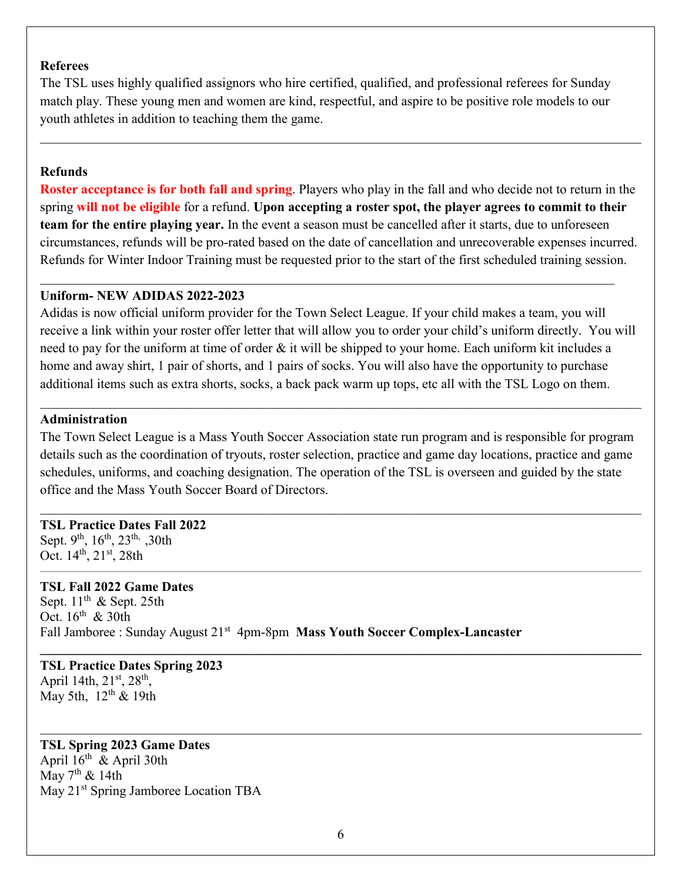**Referees**

The TSL uses highly qualified assignors who hire certified, qualified, and professional referees for Sunday match play. These young men and women are kind, respectful, and aspire to be positive role models to our youth athletes in addition to teaching them the game.

---

**Refunds**

**Roster acceptance is for both fall and spring**. Players who play in the fall and who decide not to return in the spring **will not be eligible** for a refund. **Upon accepting a roster spot, the player agrees to commit to their team for the entire playing year.** In the event a season must be cancelled after it starts, due to unforeseen circumstances, refunds will be pro-rated based on the date of cancellation and unrecoverable expenses incurred. Refunds for Winter Indoor Training must be requested prior to the start of the first scheduled training session.

---

**Uniform- NEW ADIDAS 2022-2023**

Adidas is now official uniform provider for the Town Select League. If your child makes a team, you will receive a link within your roster offer letter that will allow you to order your child's uniform directly. You will need to pay for the uniform at time of order & it will be shipped to your home. Each uniform kit includes a home and away shirt, 1 pair of shorts, and 1 pairs of socks. You will also have the opportunity to purchase additional items such as extra shorts, socks, a back pack warm up tops, etc all with the TSL Logo on them.

---

**Administration**

The Town Select League is a Mass Youth Soccer Association state run program and is responsible for program details such as the coordination of tryouts, roster selection, practice and game day locations, practice and game schedules, uniforms, and coaching designation. The operation of the TSL is overseen and guided by the state office and the Mass Youth Soccer Board of Directors.

---

**TSL Practice Dates Fall 2022**

Sept. 9th, 16th, 23th, ,30th
Oct. 14th, 21st, 28th

---

**TSL Fall 2022 Game Dates**

Sept. 11th & Sept. 25th
Oct. 16th & 30th
Fall Jamboree : Sunday August 21st 4pm-8pm **Mass Youth Soccer Complex-Lancaster**

---

**TSL Practice Dates Spring 2023**

April 14th, 21st, 28th,
May 5th, 12th & 19th

---

**TSL Spring 2023 Game Dates**

April 16th & April 30th
May 7th & 14th
May 21st Spring Jamboree Location TBA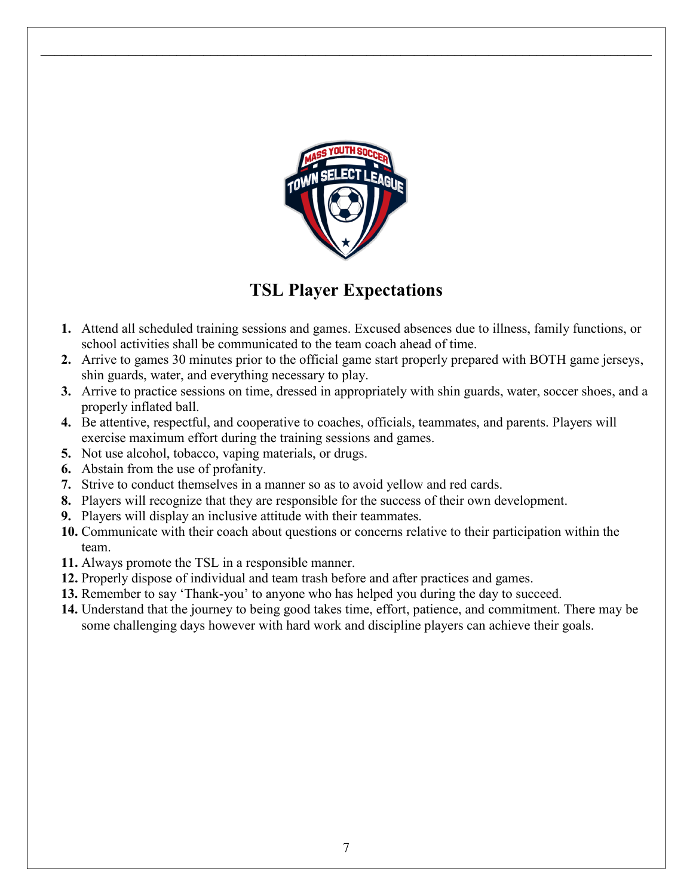## TSL Player Expectations

1. Attend all scheduled training sessions and games. Excused absences due to illness, family functions, or school activities shall be communicated to the team coach ahead of time.
2. Arrive to games 30 minutes prior to the official game start properly prepared with BOTH game jerseys, shin guards, water, and everything necessary to play.
3. Arrive to practice sessions on time, dressed in appropriately with shin guards, water, soccer shoes, and a properly inflated ball.
4. Be attentive, respectful, and cooperative to coaches, officials, teammates, and parents. Players will exercise maximum effort during the training sessions and games.
5. Not use alcohol, tobacco, vaping materials, or drugs.
6. Abstain from the use of profanity.
7. Strive to conduct themselves in a manner so as to avoid yellow and red cards.
8. Players will recognize that they are responsible for the success of their own development.
9. Players will display an inclusive attitude with their teammates.
10. Communicate with their coach about questions or concerns relative to their participation within the team.
11. Always promote the TSL in a responsible manner.
12. Properly dispose of individual and team trash before and after practices and games.
13. Remember to say 'Thank-you' to anyone who has helped you during the day to succeed.
14. Understand that the journey to being good takes time, effort, patience, and commitment. There may be some challenging days however with hard work and discipline players can achieve their goals.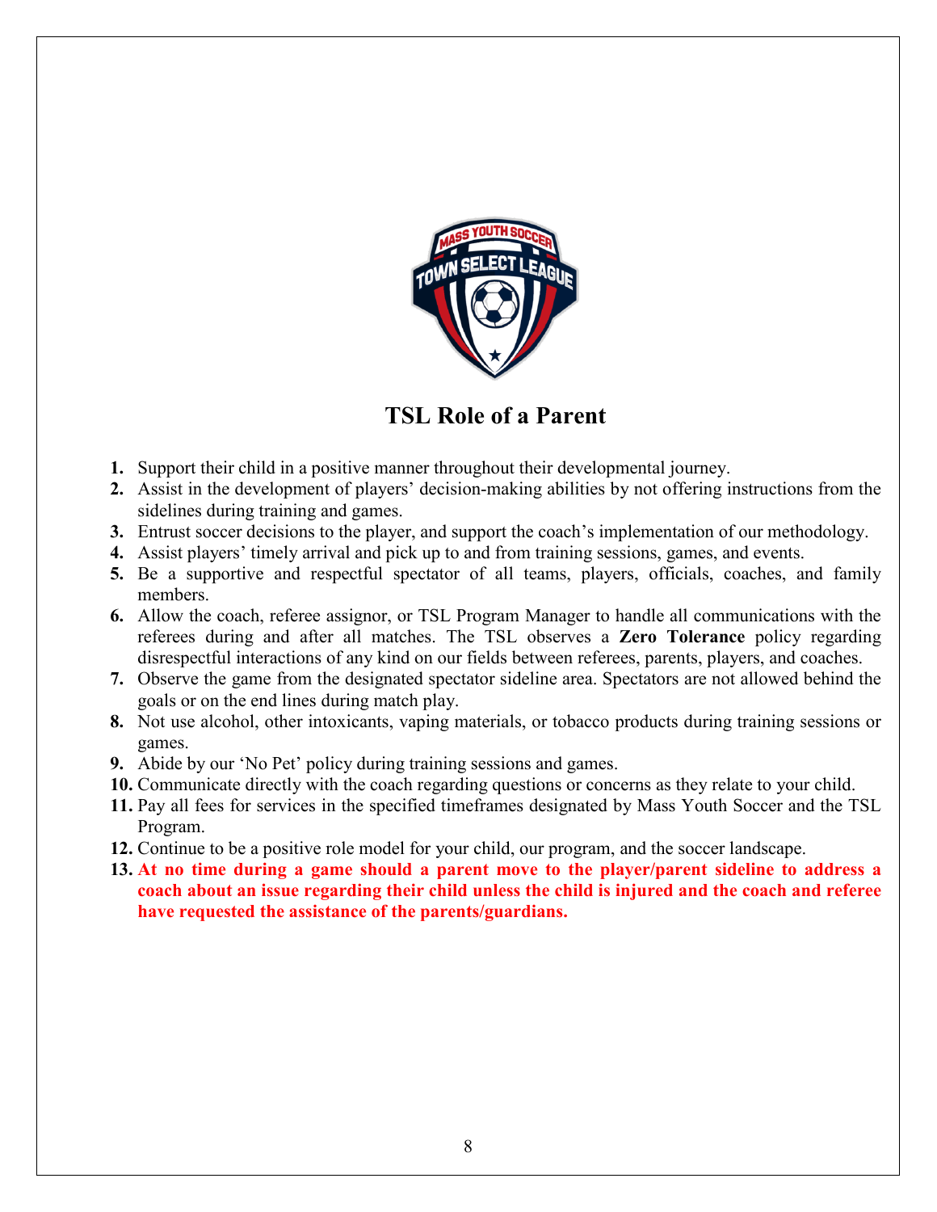# TSL Role of a Parent

1. Support their child in a positive manner throughout their developmental journey.
2. Assist in the development of players' decision-making abilities by not offering instructions from the sidelines during training and games.
3. Entrust soccer decisions to the player, and support the coach's implementation of our methodology.
4. Assist players' timely arrival and pick up to and from training sessions, games, and events.
5. Be a supportive and respectful spectator of all teams, players, officials, coaches, and family members.
6. Allow the coach, referee assignor, or TSL Program Manager to handle all communications with the referees during and after all matches. The TSL observes a **Zero Tolerance** policy regarding disrespectful interactions of any kind on our fields between referees, parents, players, and coaches.
7. Observe the game from the designated spectator sideline area. Spectators are not allowed behind the goals or on the end lines during match play.
8. Not use alcohol, other intoxicants, vaping materials, or tobacco products during training sessions or games.
9. Abide by our 'No Pet' policy during training sessions and games.
10. Communicate directly with the coach regarding questions or concerns as they relate to your child.
11. Pay all fees for services in the specified timeframes designated by Mass Youth Soccer and the TSL Program.
12. Continue to be a positive role model for your child, our program, and the soccer landscape.
13. **At no time during a game should a parent move to the player/parent sideline to address a coach about an issue regarding their child unless the child is injured and the coach and referee have requested the assistance of the parents/guardians.**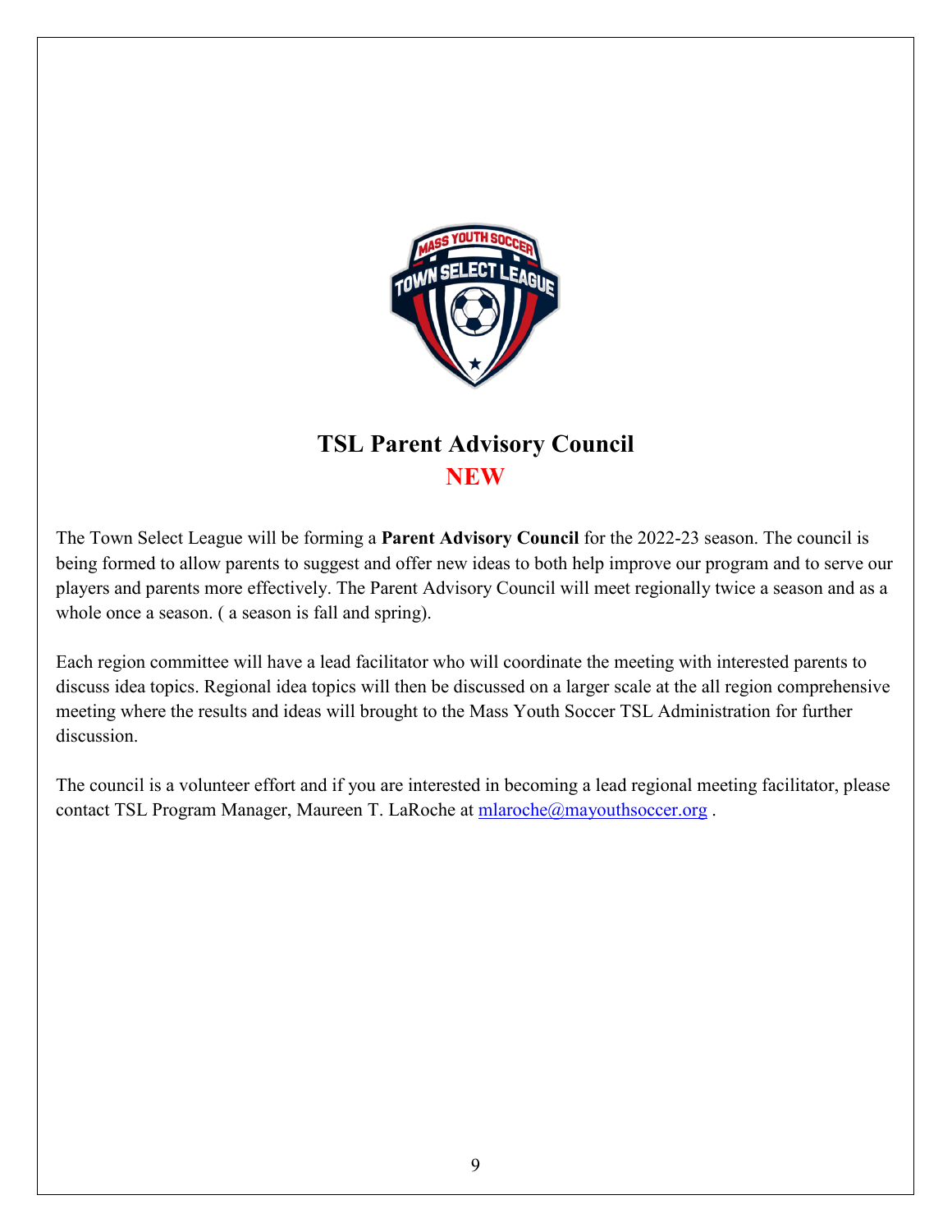# TSL Parent Advisory Council

**NEW**

The Town Select League will be forming a **Parent Advisory Council** for the 2022-23 season. The council is being formed to allow parents to suggest and offer new ideas to both help improve our program and to serve our players and parents more effectively. The Parent Advisory Council will meet regionally twice a season and as a whole once a season. ( a season is fall and spring).

Each region committee will have a lead facilitator who will coordinate the meeting with interested parents to discuss idea topics. Regional idea topics will then be discussed on a larger scale at the all region comprehensive meeting where the results and ideas will brought to the Mass Youth Soccer TSL Administration for further discussion.

The council is a volunteer effort and if you are interested in becoming a lead regional meeting facilitator, please contact TSL Program Manager, Maureen T. LaRoche at mlaroche@mayouthsoccer.org .